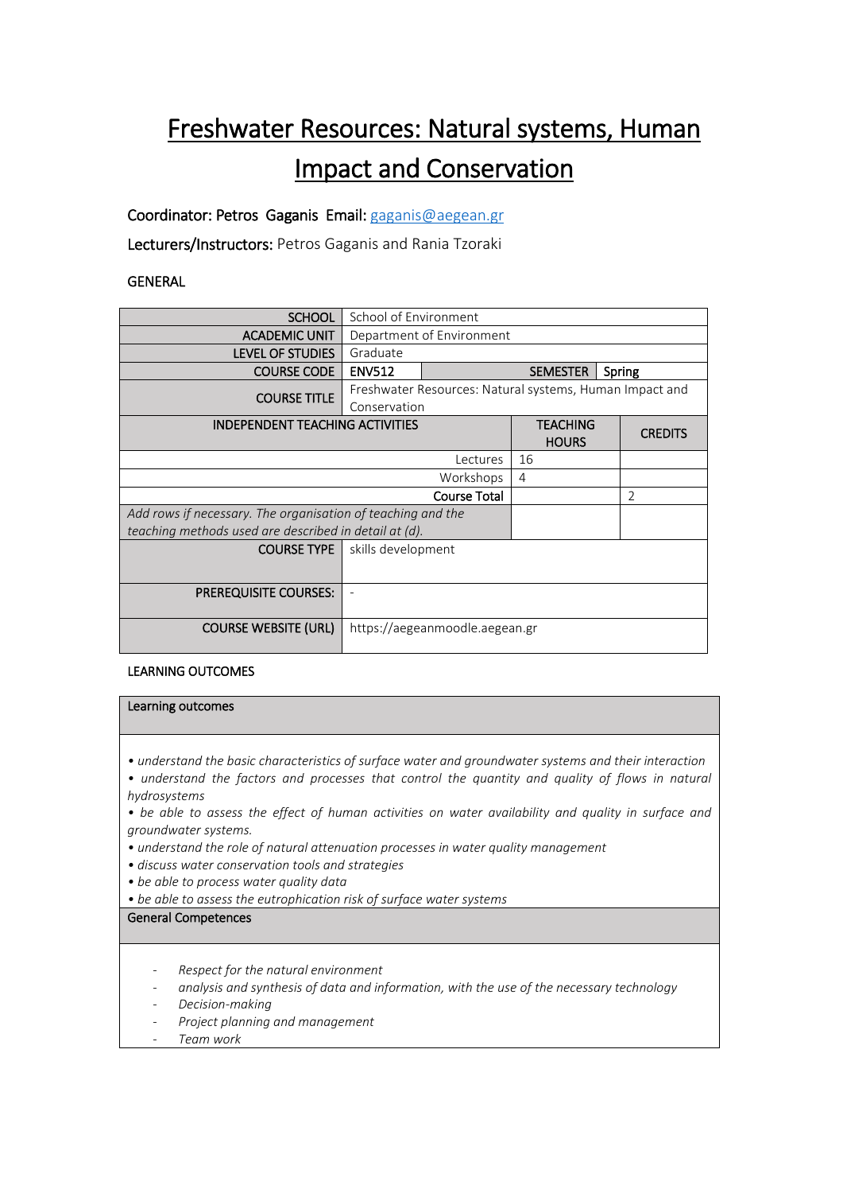# Freshwater Resources: Natural systems, Human Impact and Conservation

**Coordinator: Petros Gaganis Email:** gaganis@aegean.gr

**Lecturers/Instructors:** Petros Gaganis and Rania Tzoraki

## GENERAL

| | | | |
|---|---|---|---|
| **SCHOOL** | School of Environment | | |
| **ACADEMIC UNIT** | Department of Environment | | |
| **LEVEL OF STUDIES** | Graduate | | |
| **COURSE CODE** | **ENV512** | **SEMESTER** | **Spring** |
| **COURSE TITLE** | Freshwater Resources: Natural systems, Human Impact and Conservation | | |
| **INDEPENDENT TEACHING ACTIVITIES** | | **TEACHING HOURS** | **CREDITS** |
| Lectures | | 16 | |
| Workshops | | 4 | |
| **Course Total** | | | 2 |
| *Add rows if necessary. The organisation of teaching and the teaching methods used are described in detail at (d).* | | | |
| **COURSE TYPE** | skills development | | |
| **PREREQUISITE COURSES:** | - | | |
| **COURSE WEBSITE (URL)** | https://aegeanmoodle.aegean.gr | | |

## LEARNING OUTCOMES

**Learning outcomes**

- *understand the basic characteristics of surface water and groundwater systems and their interaction*
- *understand the factors and processes that control the quantity and quality of flows in natural hydrosystems*
- *be able to assess the effect of human activities on water availability and quality in surface and groundwater systems.*
- *understand the role of natural attenuation processes in water quality management*
- *discuss water conservation tools and strategies*
- *be able to process water quality data*
- *be able to assess the eutrophication risk of surface water systems*

**General Competences**

- *Respect for the natural environment*
- *analysis and synthesis of data and information, with the use of the necessary technology*
- *Decision-making*
- *Project planning and management*
- *Team work*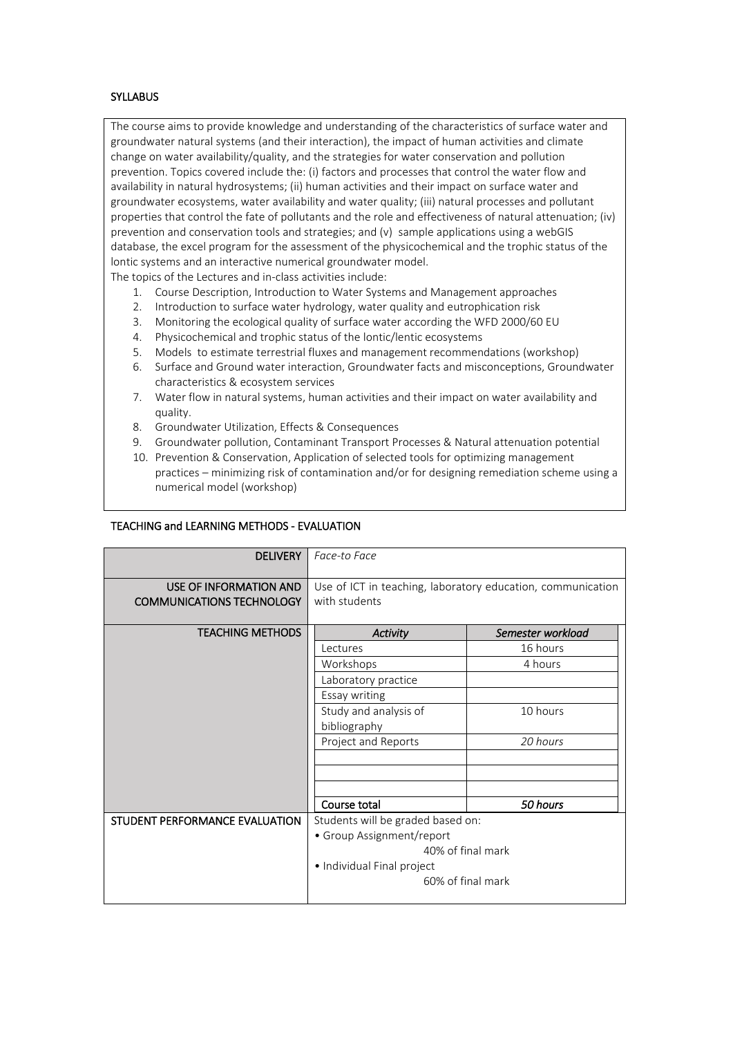## SYLLABUS

The course aims to provide knowledge and understanding of the characteristics of surface water and groundwater natural systems (and their interaction), the impact of human activities and climate change on water availability/quality, and the strategies for water conservation and pollution prevention. Topics covered include the: (i) factors and processes that control the water flow and availability in natural hydrosystems; (ii) human activities and their impact on surface water and groundwater ecosystems, water availability and water quality; (iii) natural processes and pollutant properties that control the fate of pollutants and the role and effectiveness of natural attenuation; (iv) prevention and conservation tools and strategies; and (v) sample applications using a webGIS database, the excel program for the assessment of the physicochemical and the trophic status of the lontic systems and an interactive numerical groundwater model.

The topics of the Lectures and in-class activities include:

1. Course Description, Introduction to Water Systems and Management approaches
2. Introduction to surface water hydrology, water quality and eutrophication risk
3. Monitoring the ecological quality of surface water according the WFD 2000/60 EU
4. Physicochemical and trophic status of the lontic/lentic ecosystems
5. Models to estimate terrestrial fluxes and management recommendations (workshop)
6. Surface and Ground water interaction, Groundwater facts and misconceptions, Groundwater characteristics & ecosystem services
7. Water flow in natural systems, human activities and their impact on water availability and quality.
8. Groundwater Utilization, Effects & Consequences
9. Groundwater pollution, Contaminant Transport Processes & Natural attenuation potential
10. Prevention & Conservation, Application of selected tools for optimizing management practices – minimizing risk of contamination and/or for designing remediation scheme using a numerical model (workshop)

## TEACHING and LEARNING METHODS - EVALUATION

| DELIVERY | *Face-to Face* | |
|---|---|---|
| USE OF INFORMATION AND COMMUNICATIONS TECHNOLOGY | Use of ICT in teaching, laboratory education, communication with students | |
| TEACHING METHODS | *Activity* | *Semester workload* |
| | Lectures | 16 hours |
| | Workshops | 4 hours |
| | Laboratory practice | |
| | Essay writing | |
| | Study and analysis of bibliography | 10 hours |
| | Project and Reports | *20 hours* |
| | | |
| | | |
| | | |
| | Course total | *50 hours* |
| STUDENT PERFORMANCE EVALUATION | Students will be graded based on:<br>• Group Assignment/report<br>40% of final mark<br>• Individual Final project<br>60% of final mark | |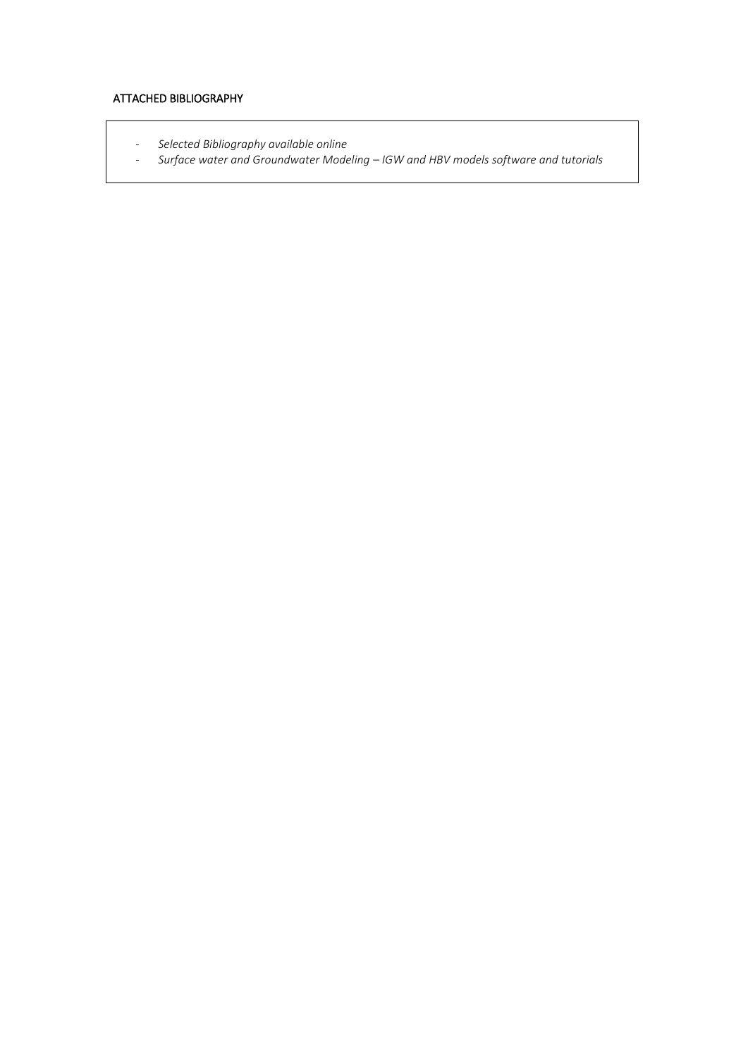ATTACHED BIBLIOGRAPHY

- *Selected Bibliography available online*
- *Surface water and Groundwater Modeling – IGW and HBV models software and tutorials*